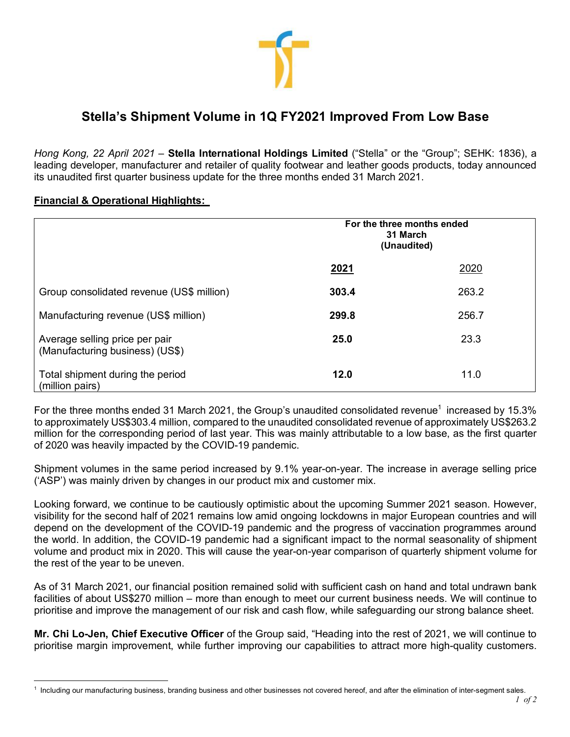# Stella's Shipment Volume in 1Q FY2021 Improved From Low Base

*Hong Kong, 22 April 2021* – **Stella International Holdings Limited** ("Stella" or the "Group"; SEHK: 1836), a leading developer, manufacturer and retailer of quality footwear and leather goods products, today announced its unaudited first quarter business update for the three months ended 31 March 2021.

**Financial & Operational Highlights:**

| | For the three months ended 31 March (Unaudited) | |
|---|---|---|
| | **2021** | 2020 |
| Group consolidated revenue (US$ million) | **303.4** | 263.2 |
| Manufacturing revenue (US$ million) | **299.8** | 256.7 |
| Average selling price per pair (Manufacturing business) (US$) | **25.0** | 23.3 |
| Total shipment during the period (million pairs) | **12.0** | 11.0 |

For the three months ended 31 March 2021, the Group's unaudited consolidated revenue[1] increased by 15.3% to approximately US$303.4 million, compared to the unaudited consolidated revenue of approximately US$263.2 million for the corresponding period of last year. This was mainly attributable to a low base, as the first quarter of 2020 was heavily impacted by the COVID-19 pandemic.

Shipment volumes in the same period increased by 9.1% year-on-year. The increase in average selling price ('ASP') was mainly driven by changes in our product mix and customer mix.

Looking forward, we continue to be cautiously optimistic about the upcoming Summer 2021 season. However, visibility for the second half of 2021 remains low amid ongoing lockdowns in major European countries and will depend on the development of the COVID-19 pandemic and the progress of vaccination programmes around the world. In addition, the COVID-19 pandemic had a significant impact to the normal seasonality of shipment volume and product mix in 2020. This will cause the year-on-year comparison of quarterly shipment volume for the rest of the year to be uneven.

As of 31 March 2021, our financial position remained solid with sufficient cash on hand and total undrawn bank facilities of about US$270 million – more than enough to meet our current business needs. We will continue to prioritise and improve the management of our risk and cash flow, while safeguarding our strong balance sheet.

**Mr. Chi Lo-Jen, Chief Executive Officer** of the Group said, "Heading into the rest of 2021, we will continue to prioritise margin improvement, while further improving our capabilities to attract more high-quality customers.

[1] Including our manufacturing business, branding business and other businesses not covered hereof, and after the elimination of inter-segment sales.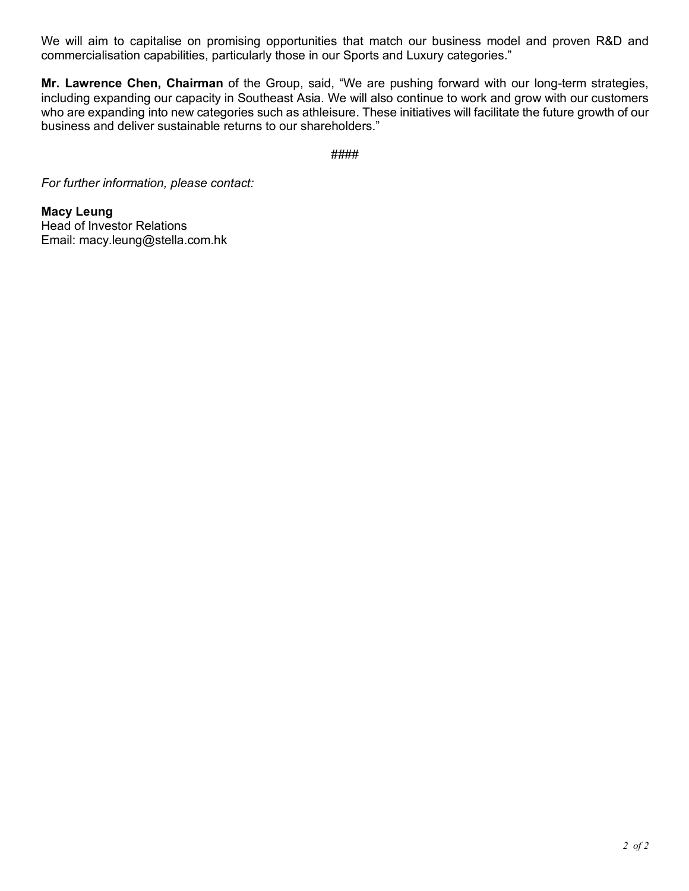We will aim to capitalise on promising opportunities that match our business model and proven R&D and commercialisation capabilities, particularly those in our Sports and Luxury categories."

**Mr. Lawrence Chen, Chairman** of the Group, said, "We are pushing forward with our long-term strategies, including expanding our capacity in Southeast Asia. We will also continue to work and grow with our customers who are expanding into new categories such as athleisure. These initiatives will facilitate the future growth of our business and deliver sustainable returns to our shareholders."

####

*For further information, please contact:*

**Macy Leung**
Head of Investor Relations
Email: macy.leung@stella.com.hk